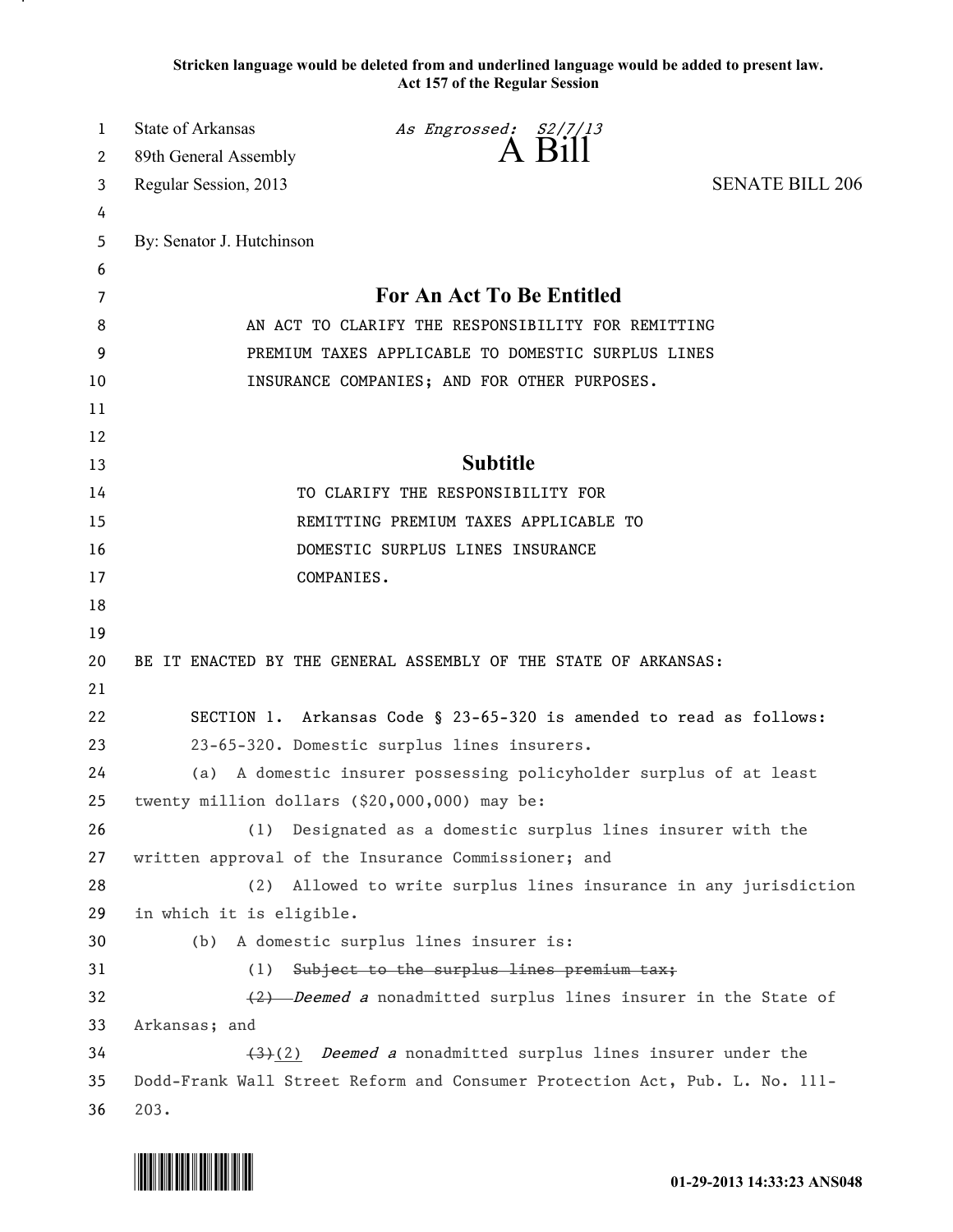**Stricken language would be deleted from and underlined language would be added to present law.**
**Act 157 of the Regular Session**

State of Arkansas — *As Engrossed: S2/7/13*
89th General Assembly
Regular Session, 2013

# A Bill

SENATE BILL 206

By: Senator J. Hutchinson

## For An Act To Be Entitled

AN ACT TO CLARIFY THE RESPONSIBILITY FOR REMITTING PREMIUM TAXES APPLICABLE TO DOMESTIC SURPLUS LINES INSURANCE COMPANIES; AND FOR OTHER PURPOSES.

## Subtitle

TO CLARIFY THE RESPONSIBILITY FOR REMITTING PREMIUM TAXES APPLICABLE TO DOMESTIC SURPLUS LINES INSURANCE COMPANIES.

BE IT ENACTED BY THE GENERAL ASSEMBLY OF THE STATE OF ARKANSAS:

SECTION 1. Arkansas Code § 23-65-320 is amended to read as follows:

23-65-320. Domestic surplus lines insurers.

(a) A domestic insurer possessing policyholder surplus of at least twenty million dollars ($20,000,000) may be:

(1) Designated as a domestic surplus lines insurer with the written approval of the Insurance Commissioner; and

(2) Allowed to write surplus lines insurance in any jurisdiction in which it is eligible.

(b) A domestic surplus lines insurer is:

(1) ~~Subject to the surplus lines premium tax;~~

~~(2)~~ *Deemed a* nonadmitted surplus lines insurer in the State of Arkansas; and

~~(3)~~(2) *Deemed a* nonadmitted surplus lines insurer under the Dodd-Frank Wall Street Reform and Consumer Protection Act, Pub. L. No. 111-203.

01-29-2013 14:33:23 ANS048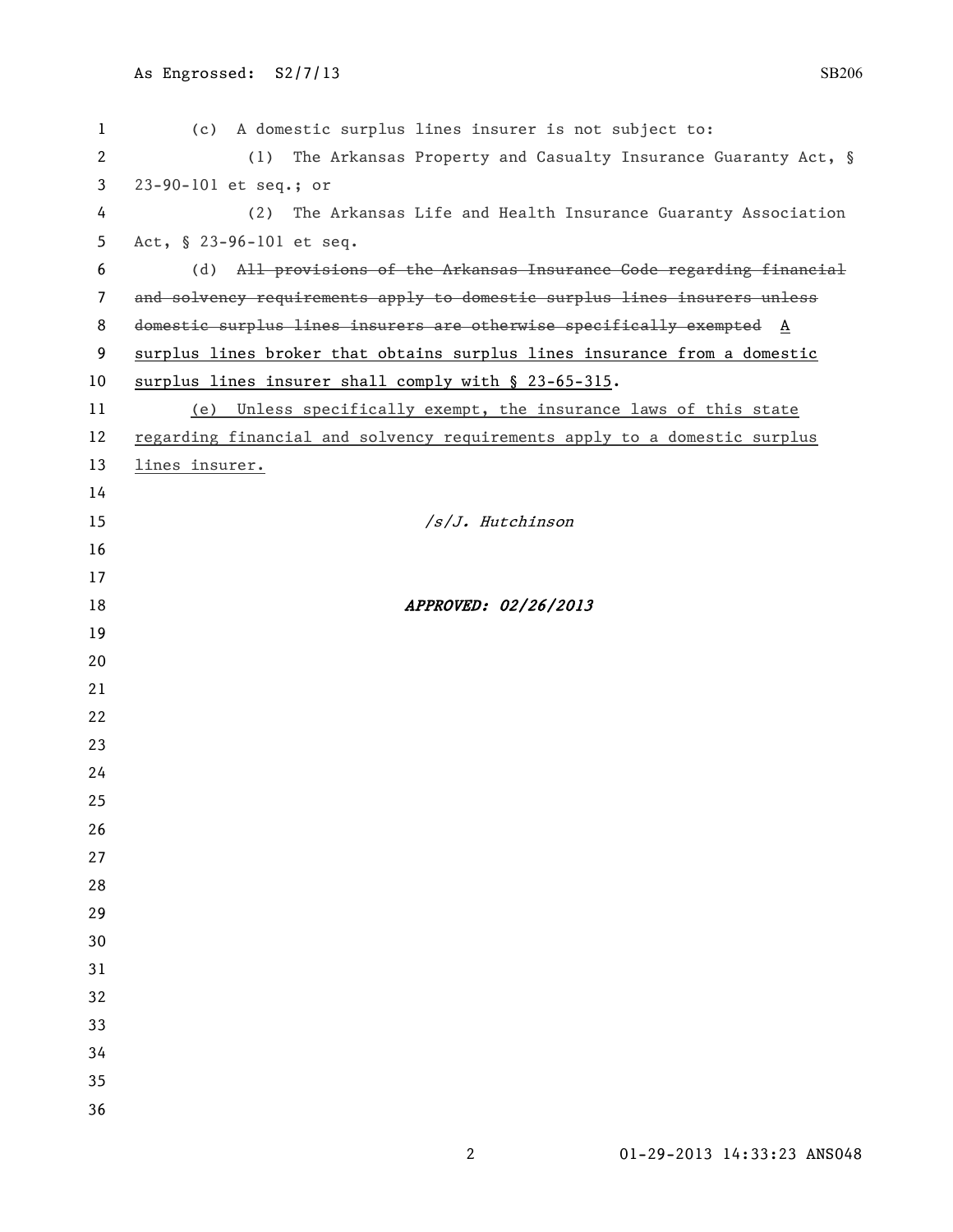(c) A domestic surplus lines insurer is not subject to:

(1) The Arkansas Property and Casualty Insurance Guaranty Act, § 23-90-101 et seq.; or

(2) The Arkansas Life and Health Insurance Guaranty Association Act, § 23-96-101 et seq.

(d) ~~All provisions of the Arkansas Insurance Code regarding financial and solvency requirements apply to domestic surplus lines insurers unless domestic surplus lines insurers are otherwise specifically exempted~~ <u>A surplus lines broker that obtains surplus lines insurance from a domestic surplus lines insurer shall comply with § 23-65-315</u>.

<u>(e) Unless specifically exempt, the insurance laws of this state regarding financial and solvency requirements apply to a domestic surplus lines insurer.</u>

*/s/J. Hutchinson*

***APPROVED: 02/26/2013***